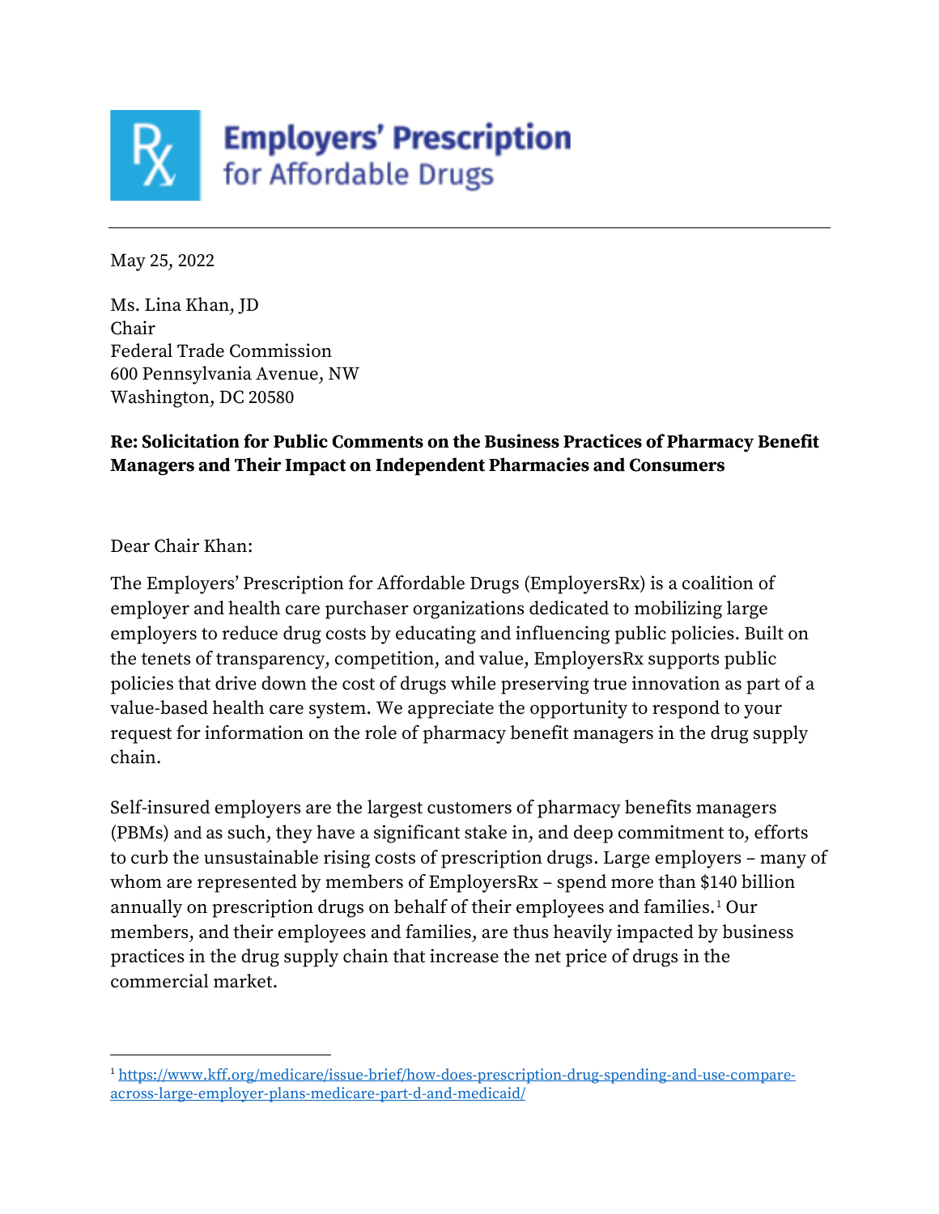# Employers' Prescription for Affordable Drugs

May 25, 2022

Ms. Lina Khan, JD
Chair
Federal Trade Commission
600 Pennsylvania Avenue, NW
Washington, DC 20580

**Re: Solicitation for Public Comments on the Business Practices of Pharmacy Benefit Managers and Their Impact on Independent Pharmacies and Consumers**

Dear Chair Khan:

The Employers' Prescription for Affordable Drugs (EmployersRx) is a coalition of employer and health care purchaser organizations dedicated to mobilizing large employers to reduce drug costs by educating and influencing public policies. Built on the tenets of transparency, competition, and value, EmployersRx supports public policies that drive down the cost of drugs while preserving true innovation as part of a value-based health care system. We appreciate the opportunity to respond to your request for information on the role of pharmacy benefit managers in the drug supply chain.

Self-insured employers are the largest customers of pharmacy benefits managers (PBMs) and as such, they have a significant stake in, and deep commitment to, efforts to curb the unsustainable rising costs of prescription drugs. Large employers – many of whom are represented by members of EmployersRx – spend more than $140 billion annually on prescription drugs on behalf of their employees and families.[1] Our members, and their employees and families, are thus heavily impacted by business practices in the drug supply chain that increase the net price of drugs in the commercial market.

[1] https://www.kff.org/medicare/issue-brief/how-does-prescription-drug-spending-and-use-compare-across-large-employer-plans-medicare-part-d-and-medicaid/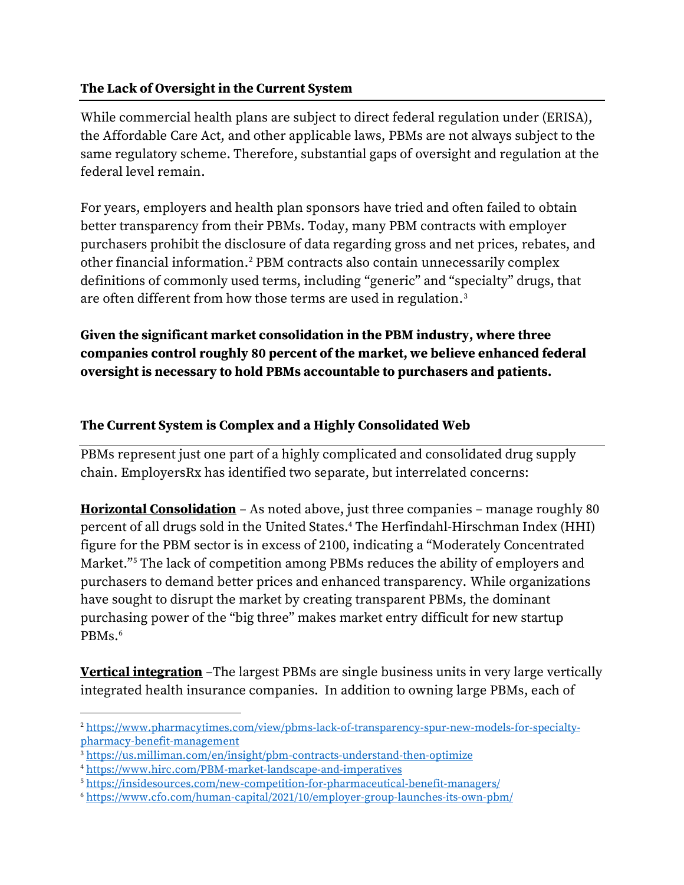### The Lack of Oversight in the Current System

While commercial health plans are subject to direct federal regulation under (ERISA), the Affordable Care Act, and other applicable laws, PBMs are not always subject to the same regulatory scheme. Therefore, substantial gaps of oversight and regulation at the federal level remain.

For years, employers and health plan sponsors have tried and often failed to obtain better transparency from their PBMs. Today, many PBM contracts with employer purchasers prohibit the disclosure of data regarding gross and net prices, rebates, and other financial information.[2] PBM contracts also contain unnecessarily complex definitions of commonly used terms, including "generic" and "specialty" drugs, that are often different from how those terms are used in regulation.[3]

**Given the significant market consolidation in the PBM industry, where three companies control roughly 80 percent of the market, we believe enhanced federal oversight is necessary to hold PBMs accountable to purchasers and patients.**

### The Current System is Complex and a Highly Consolidated Web

PBMs represent just one part of a highly complicated and consolidated drug supply chain. EmployersRx has identified two separate, but interrelated concerns:

**Horizontal Consolidation** – As noted above, just three companies – manage roughly 80 percent of all drugs sold in the United States.[4] The Herfindahl-Hirschman Index (HHI) figure for the PBM sector is in excess of 2100, indicating a "Moderately Concentrated Market."[5] The lack of competition among PBMs reduces the ability of employers and purchasers to demand better prices and enhanced transparency. While organizations have sought to disrupt the market by creating transparent PBMs, the dominant purchasing power of the "big three" makes market entry difficult for new startup PBMs.[6]

**Vertical integration** –The largest PBMs are single business units in very large vertically integrated health insurance companies. In addition to owning large PBMs, each of

---

[2] https://www.pharmacytimes.com/view/pbms-lack-of-transparency-spur-new-models-for-specialty-pharmacy-benefit-management

[3] https://us.milliman.com/en/insight/pbm-contracts-understand-then-optimize

[4] https://www.hirc.com/PBM-market-landscape-and-imperatives

[5] https://insidesources.com/new-competition-for-pharmaceutical-benefit-managers/

[6] https://www.cfo.com/human-capital/2021/10/employer-group-launches-its-own-pbm/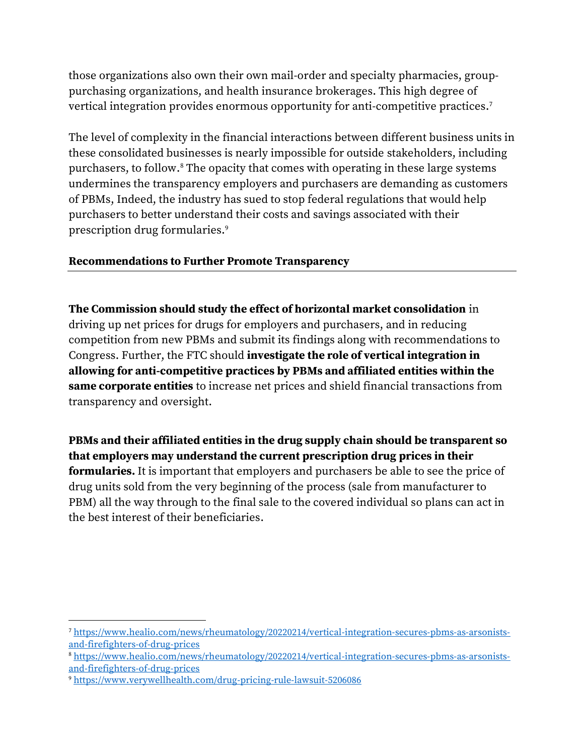those organizations also own their own mail-order and specialty pharmacies, group-purchasing organizations, and health insurance brokerages. This high degree of vertical integration provides enormous opportunity for anti-competitive practices.[7]

The level of complexity in the financial interactions between different business units in these consolidated businesses is nearly impossible for outside stakeholders, including purchasers, to follow.[8] The opacity that comes with operating in these large systems undermines the transparency employers and purchasers are demanding as customers of PBMs, Indeed, the industry has sued to stop federal regulations that would help purchasers to better understand their costs and savings associated with their prescription drug formularies.[9]

## Recommendations to Further Promote Transparency

**The Commission should study the effect of horizontal market consolidation** in driving up net prices for drugs for employers and purchasers, and in reducing competition from new PBMs and submit its findings along with recommendations to Congress. Further, the FTC should **investigate the role of vertical integration in allowing for anti-competitive practices by PBMs and affiliated entities within the same corporate entities** to increase net prices and shield financial transactions from transparency and oversight.

**PBMs and their affiliated entities in the drug supply chain should be transparent so that employers may understand the current prescription drug prices in their formularies.** It is important that employers and purchasers be able to see the price of drug units sold from the very beginning of the process (sale from manufacturer to PBM) all the way through to the final sale to the covered individual so plans can act in the best interest of their beneficiaries.

---

[7] https://www.healio.com/news/rheumatology/20220214/vertical-integration-secures-pbms-as-arsonists-and-firefighters-of-drug-prices

[8] https://www.healio.com/news/rheumatology/20220214/vertical-integration-secures-pbms-as-arsonists-and-firefighters-of-drug-prices

[9] https://www.verywellhealth.com/drug-pricing-rule-lawsuit-5206086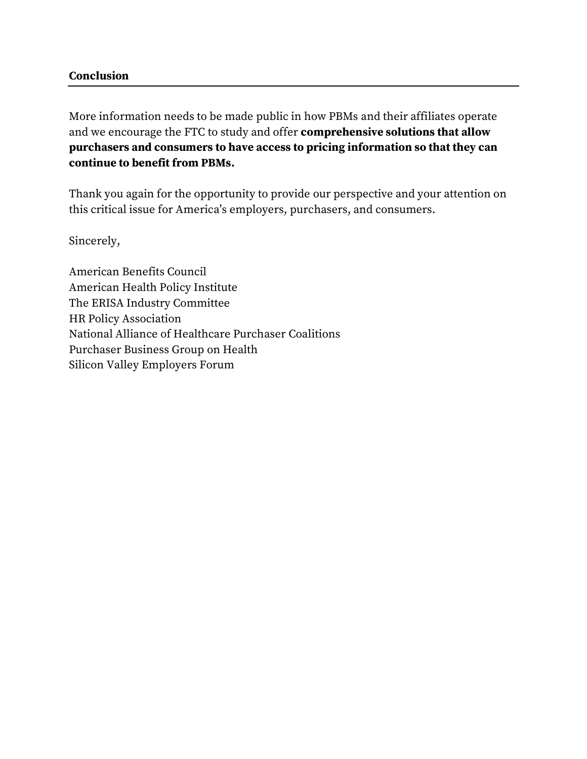## Conclusion

More information needs to be made public in how PBMs and their affiliates operate and we encourage the FTC to study and offer **comprehensive solutions that allow purchasers and consumers to have access to pricing information so that they can continue to benefit from PBMs.**

Thank you again for the opportunity to provide our perspective and your attention on this critical issue for America's employers, purchasers, and consumers.

Sincerely,

American Benefits Council
American Health Policy Institute
The ERISA Industry Committee
HR Policy Association
National Alliance of Healthcare Purchaser Coalitions
Purchaser Business Group on Health
Silicon Valley Employers Forum